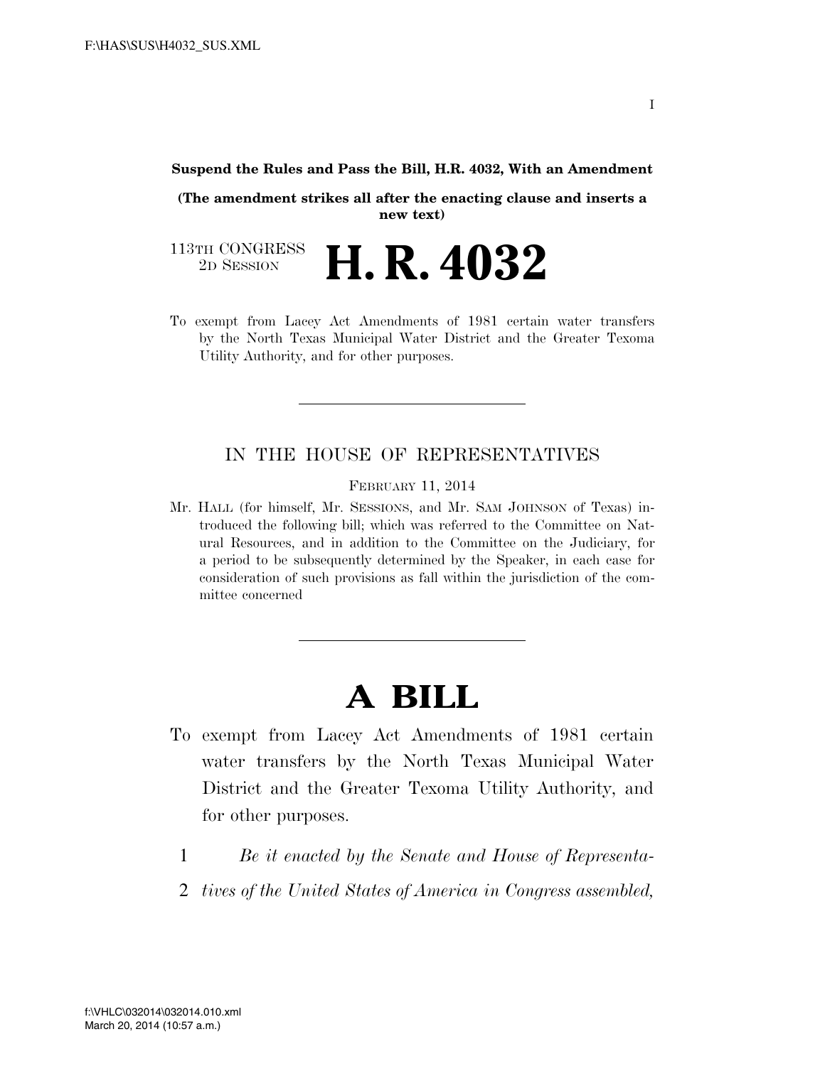**Suspend the Rules and Pass the Bill, H.R. 4032, With an Amendment**

**(The amendment strikes all after the enacting clause and inserts a new text)**

113TH CONGRESS
2D SESSION

# H. R. 4032

To exempt from Lacey Act Amendments of 1981 certain water transfers by the North Texas Municipal Water District and the Greater Texoma Utility Authority, and for other purposes.

---

IN THE HOUSE OF REPRESENTATIVES

FEBRUARY 11, 2014

Mr. HALL (for himself, Mr. SESSIONS, and Mr. SAM JOHNSON of Texas) introduced the following bill; which was referred to the Committee on Natural Resources, and in addition to the Committee on the Judiciary, for a period to be subsequently determined by the Speaker, in each case for consideration of such provisions as fall within the jurisdiction of the committee concerned

---

# A BILL

To exempt from Lacey Act Amendments of 1981 certain water transfers by the North Texas Municipal Water District and the Greater Texoma Utility Authority, and for other purposes.

*Be it enacted by the Senate and House of Representatives of the United States of America in Congress assembled,*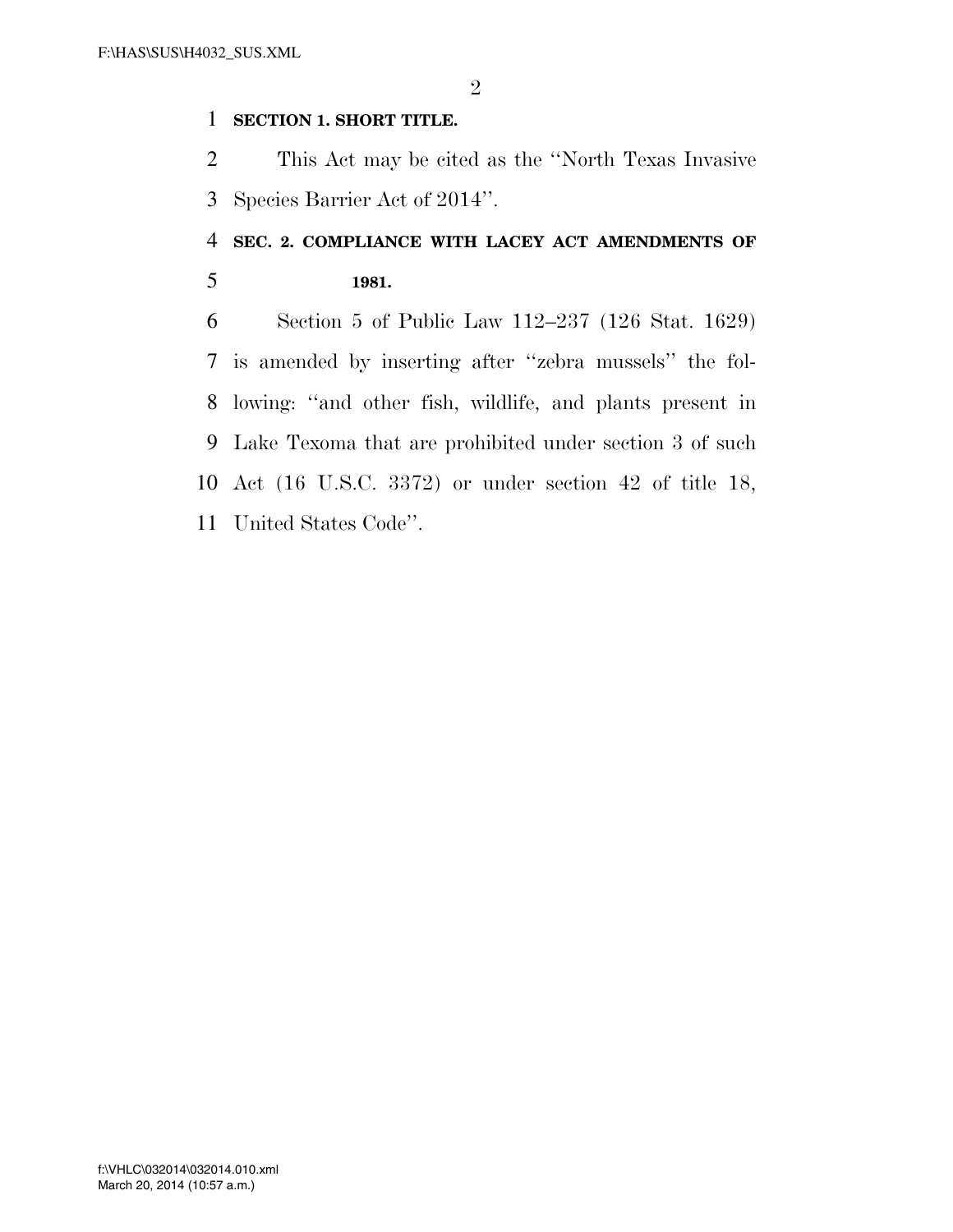**SECTION 1. SHORT TITLE.**

This Act may be cited as the ''North Texas Invasive Species Barrier Act of 2014''.

**SEC. 2. COMPLIANCE WITH LACEY ACT AMENDMENTS OF 1981.**

Section 5 of Public Law 112–237 (126 Stat. 1629) is amended by inserting after ''zebra mussels'' the following: ''and other fish, wildlife, and plants present in Lake Texoma that are prohibited under section 3 of such Act (16 U.S.C. 3372) or under section 42 of title 18, United States Code''.